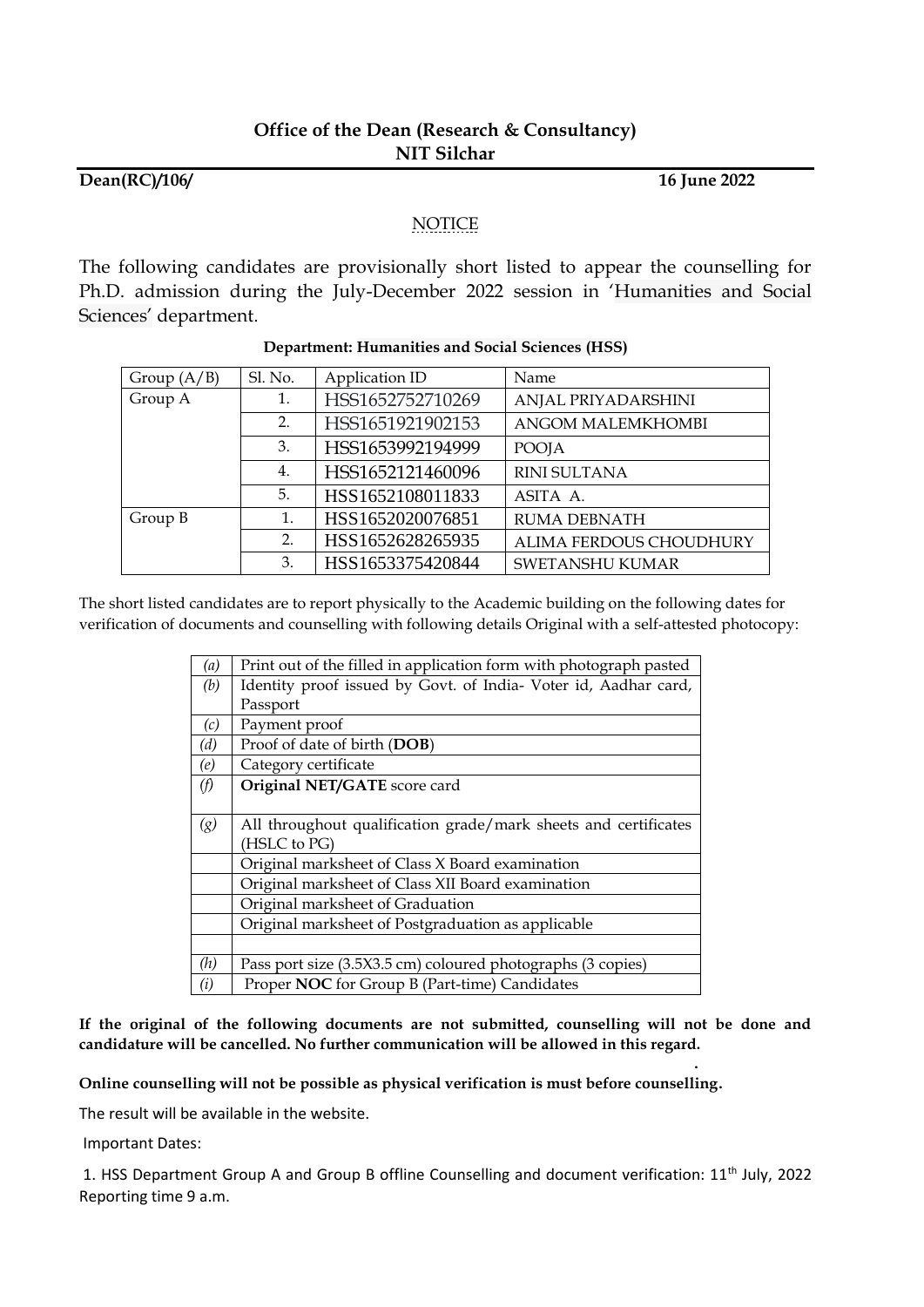**Office of the Dean (Research & Consultancy)**
**NIT Silchar**

**Dean(RC)/106/** **16 June 2022**

NOTICE

The following candidates are provisionally short listed to appear the counselling for Ph.D. admission during the July-December 2022 session in 'Humanities and Social Sciences' department.

**Department: Humanities and Social Sciences (HSS)**

| Group (A/B) | Sl. No. | Application ID | Name |
|---|---|---|---|
| Group A | 1. | HSS1652752710269 | ANJAL PRIYADARSHINI |
| | 2. | HSS1651921902153 | ANGOM MALEMKHOMBI |
| | 3. | HSS1653992194999 | POOJA |
| | 4. | HSS1652121460096 | RINI SULTANA |
| | 5. | HSS1652108011833 | ASITA A. |
| Group B | 1. | HSS1652020076851 | RUMA DEBNATH |
| | 2. | HSS1652628265935 | ALIMA FERDOUS CHOUDHURY |
| | 3. | HSS1653375420844 | SWETANSHU KUMAR |

The short listed candidates are to report physically to the Academic building on the following dates for verification of documents and counselling with following details Original with a self-attested photocopy:

| | |
|---|---|
| *(a)* | Print out of the filled in application form with photograph pasted |
| *(b)* | Identity proof issued by Govt. of India- Voter id, Aadhar card, Passport |
| *(c)* | Payment proof |
| *(d)* | Proof of date of birth (**DOB**) |
| *(e)* | Category certificate |
| *(f)* | **Original NET/GATE** score card |
| *(g)* | All throughout qualification grade/mark sheets and certificates (HSLC to PG) |
| | Original marksheet of Class X Board examination |
| | Original marksheet of Class XII Board examination |
| | Original marksheet of Graduation |
| | Original marksheet of Postgraduation as applicable |
| | |
| *(h)* | Pass port size (3.5X3.5 cm) coloured photographs (3 copies) |
| *(i)* | Proper **NOC** for Group B (Part-time) Candidates |

**If the original of the following documents are not submitted, counselling will not be done and candidature will be cancelled. No further communication will be allowed in this regard.**

**Online counselling will not be possible as physical verification is must before counselling.**

The result will be available in the website.

Important Dates:

1. HSS Department Group A and Group B offline Counselling and document verification: 11th July, 2022 Reporting time 9 a.m.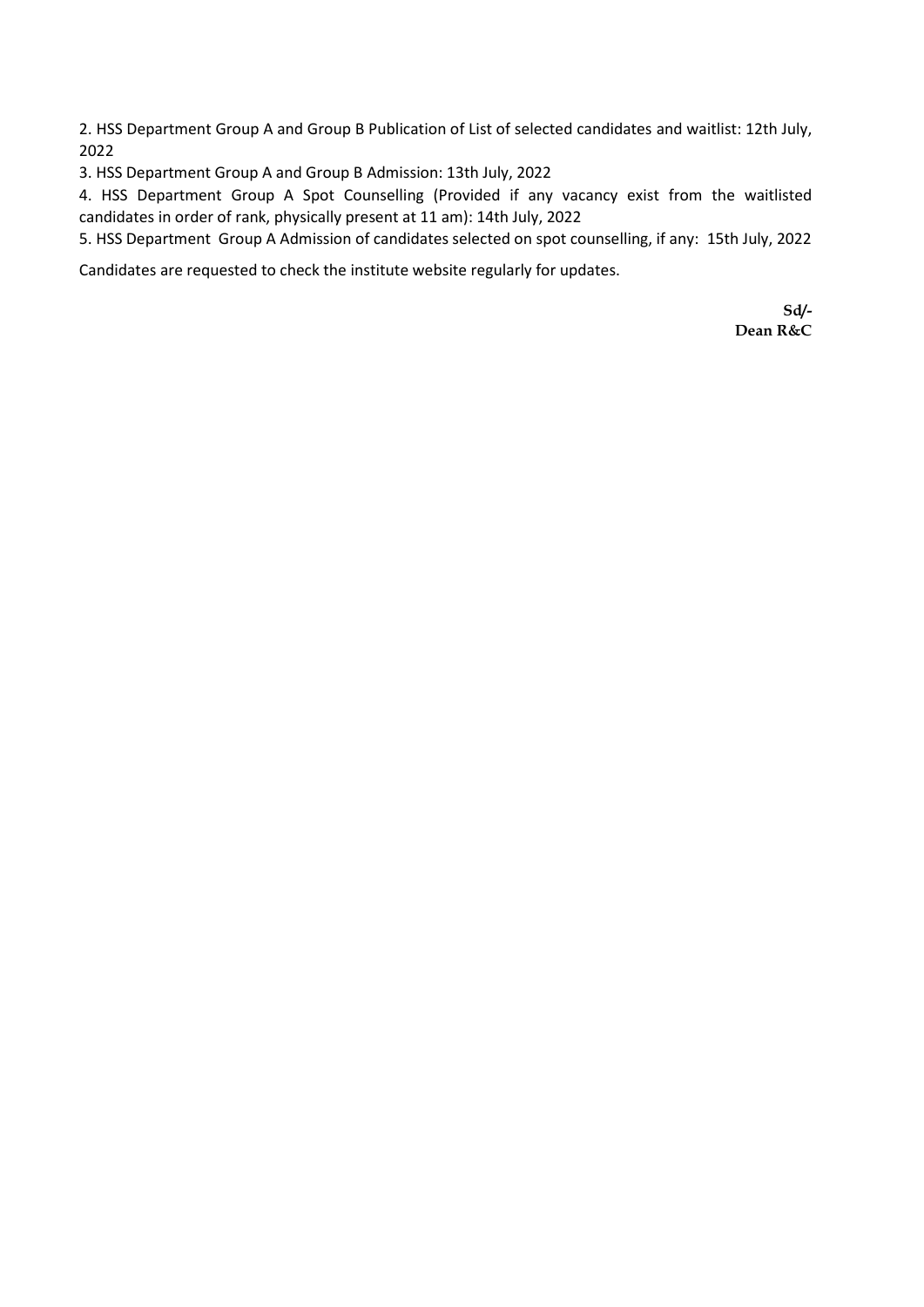2. HSS Department Group A and Group B Publication of List of selected candidates and waitlist: 12th July, 2022

3. HSS Department Group A and Group B Admission: 13th July, 2022

4. HSS Department Group A Spot Counselling (Provided if any vacancy exist from the waitlisted candidates in order of rank, physically present at 11 am): 14th July, 2022

5. HSS Department Group A Admission of candidates selected on spot counselling, if any: 15th July, 2022

Candidates are requested to check the institute website regularly for updates.

**Sd/-**
**Dean R&C**